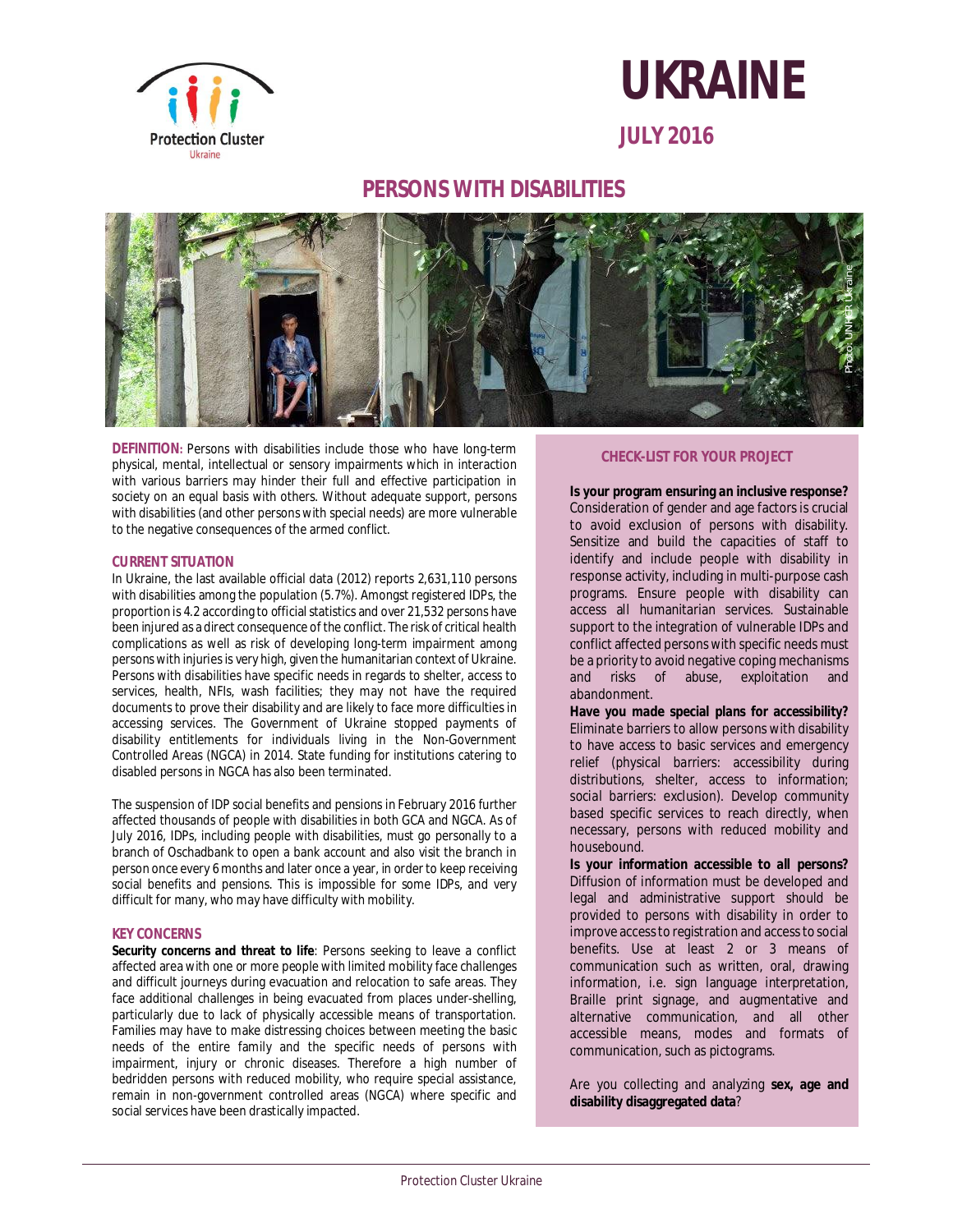Protection Cluster Ukraine

# UKRAINE

## JULY 2016

## PERSONS WITH DISABILITIES

Photo: UNHCR Ukraine

**DEFINITION:** Persons with disabilities include those who have long-term physical, mental, intellectual or sensory impairments which in interaction with various barriers may hinder their full and effective participation in society on an equal basis with others. Without adequate support, persons with disabilities (and other persons with special needs) are more vulnerable to the negative consequences of the armed conflict.

### CURRENT SITUATION

In Ukraine, the last available official data (2012) reports 2,631,110 persons with disabilities among the population (5.7%). Amongst registered IDPs, the proportion is 4.2 according to official statistics and over 21,532 persons have been injured as a direct consequence of the conflict. The risk of critical health complications as well as risk of developing long-term impairment among persons with injuries is very high, given the humanitarian context of Ukraine. Persons with disabilities have specific needs in regards to shelter, access to services, health, NFIs, wash facilities; they may not have the required documents to prove their disability and are likely to face more difficulties in accessing services. The Government of Ukraine stopped payments of disability entitlements for individuals living in the Non-Government Controlled Areas (NGCA) in 2014. State funding for institutions catering to disabled persons in NGCA has also been terminated.

The suspension of IDP social benefits and pensions in February 2016 further affected thousands of people with disabilities in both GCA and NGCA. As of July 2016, IDPs, including people with disabilities, must go personally to a branch of Oschadbank to open a bank account and also visit the branch in person once every 6 months and later once a year, in order to keep receiving social benefits and pensions. This is impossible for some IDPs, and very difficult for many, who may have difficulty with mobility.

### KEY CONCERNS

**Security concerns and threat to life**: Persons seeking to leave a conflict affected area with one or more people with limited mobility face challenges and difficult journeys during evacuation and relocation to safe areas. They face additional challenges in being evacuated from places under-shelling, particularly due to lack of physically accessible means of transportation. Families may have to make distressing choices between meeting the basic needs of the entire family and the specific needs of persons with impairment, injury or chronic diseases. Therefore a high number of bedridden persons with reduced mobility, who require special assistance, remain in non-government controlled areas (NGCA) where specific and social services have been drastically impacted.

### CHECK-LIST FOR YOUR PROJECT

**Is your program ensuring an inclusive response?** Consideration of gender and age factors is crucial to avoid exclusion of persons with disability. Sensitize and build the capacities of staff to identify and include people with disability in response activity, including in multi-purpose cash programs. Ensure people with disability can access all humanitarian services. Sustainable support to the integration of vulnerable IDPs and conflict affected persons with specific needs must be a priority to avoid negative coping mechanisms and risks of abuse, exploitation and abandonment.

**Have you made special plans for accessibility?** Eliminate barriers to allow persons with disability to have access to basic services and emergency relief (physical barriers: accessibility during distributions, shelter, access to information; social barriers: exclusion). Develop community based specific services to reach directly, when necessary, persons with reduced mobility and housebound.

**Is your information accessible to all persons?** Diffusion of information must be developed and legal and administrative support should be provided to persons with disability in order to improve access to registration and access to social benefits. Use at least 2 or 3 means of communication such as written, oral, drawing information, i.e. sign language interpretation, Braille print signage, and augmentative and alternative communication, and all other accessible means, modes and formats of communication, such as pictograms.

Are you collecting and analyzing **sex, age and disability disaggregated data**?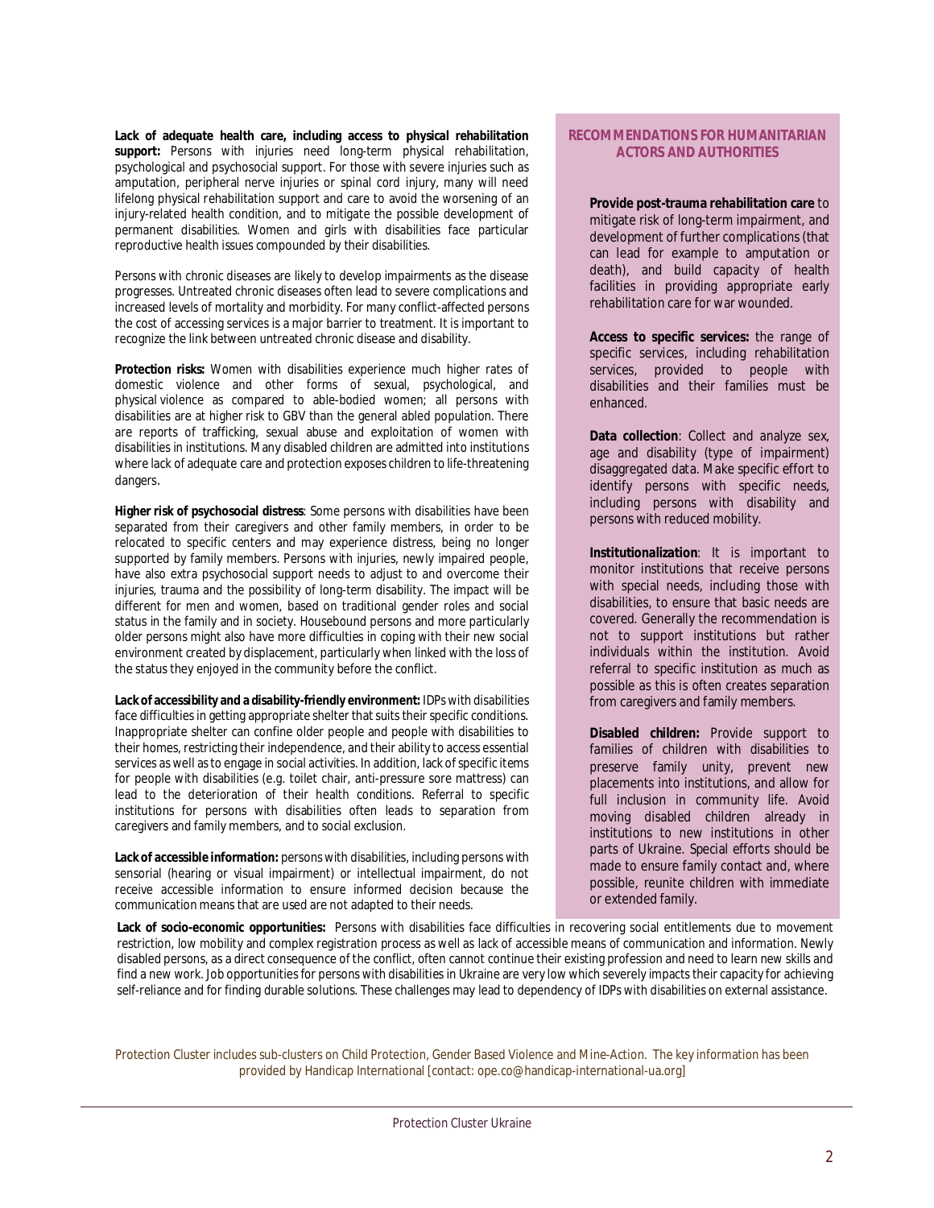**Lack of adequate health care, including access to physical rehabilitation support:** Persons with injuries need long-term physical rehabilitation, psychological and psychosocial support. For those with severe injuries such as amputation, peripheral nerve injuries or spinal cord injury, many will need lifelong physical rehabilitation support and care to avoid the worsening of an injury-related health condition, and to mitigate the possible development of permanent disabilities. Women and girls with disabilities face particular reproductive health issues compounded by their disabilities.

Persons with chronic diseases are likely to develop impairments as the disease progresses. Untreated chronic diseases often lead to severe complications and increased levels of mortality and morbidity. For many conflict-affected persons the cost of accessing services is a major barrier to treatment. It is important to recognize the link between untreated chronic disease and disability.

**Protection risks:** Women with disabilities experience much higher rates of domestic violence and other forms of sexual, psychological, and physical violence as compared to able-bodied women; all persons with disabilities are at higher risk to GBV than the general abled population. There are reports of trafficking, sexual abuse and exploitation of women with disabilities in institutions. Many disabled children are admitted into institutions where lack of adequate care and protection exposes children to life-threatening dangers.

**Higher risk of psychosocial distress**: Some persons with disabilities have been separated from their caregivers and other family members, in order to be relocated to specific centers and may experience distress, being no longer supported by family members. Persons with injuries, newly impaired people, have also extra psychosocial support needs to adjust to and overcome their injuries, trauma and the possibility of long-term disability. The impact will be different for men and women, based on traditional gender roles and social status in the family and in society. Housebound persons and more particularly older persons might also have more difficulties in coping with their new social environment created by displacement, particularly when linked with the loss of the status they enjoyed in the community before the conflict.

**Lack of accessibility and a disability-friendly environment:** IDPs with disabilities face difficulties in getting appropriate shelter that suits their specific conditions. Inappropriate shelter can confine older people and people with disabilities to their homes, restricting their independence, and their ability to access essential services as well as to engage in social activities. In addition, lack of specific items for people with disabilities (e.g. toilet chair, anti-pressure sore mattress) can lead to the deterioration of their health conditions. Referral to specific institutions for persons with disabilities often leads to separation from caregivers and family members, and to social exclusion.

**Lack of accessible information:** persons with disabilities, including persons with sensorial (hearing or visual impairment) or intellectual impairment, do not receive accessible information to ensure informed decision because the communication means that are used are not adapted to their needs.

## RECOMMENDATIONS FOR HUMANITARIAN ACTORS AND AUTHORITIES

**Provide post-trauma rehabilitation care** to mitigate risk of long-term impairment, and development of further complications (that can lead for example to amputation or death), and build capacity of health facilities in providing appropriate early rehabilitation care for war wounded.

**Access to specific services:** the range of specific services, including rehabilitation services, provided to people with disabilities and their families must be enhanced.

**Data collection**: Collect and analyze sex, age and disability (type of impairment) disaggregated data. Make specific effort to identify persons with specific needs, including persons with disability and persons with reduced mobility.

**Institutionalization**: It is important to monitor institutions that receive persons with special needs, including those with disabilities, to ensure that basic needs are covered. Generally the recommendation is not to support institutions but rather individuals within the institution. Avoid referral to specific institution as much as possible as this is often creates separation from caregivers and family members.

**Disabled children:** Provide support to families of children with disabilities to preserve family unity, prevent new placements into institutions, and allow for full inclusion in community life. Avoid moving disabled children already in institutions to new institutions in other parts of Ukraine. Special efforts should be made to ensure family contact and, where possible, reunite children with immediate or extended family.

**Lack of socio-economic opportunities:** Persons with disabilities face difficulties in recovering social entitlements due to movement restriction, low mobility and complex registration process as well as lack of accessible means of communication and information. Newly disabled persons, as a direct consequence of the conflict, often cannot continue their existing profession and need to learn new skills and find a new work. Job opportunities for persons with disabilities in Ukraine are very low which severely impacts their capacity for achieving self-reliance and for finding durable solutions. These challenges may lead to dependency of IDPs with disabilities on external assistance.

Protection Cluster includes sub-clusters on Child Protection, Gender Based Violence and Mine-Action. The key information has been provided by Handicap International [contact: ope.co@handicap-international-ua.org]